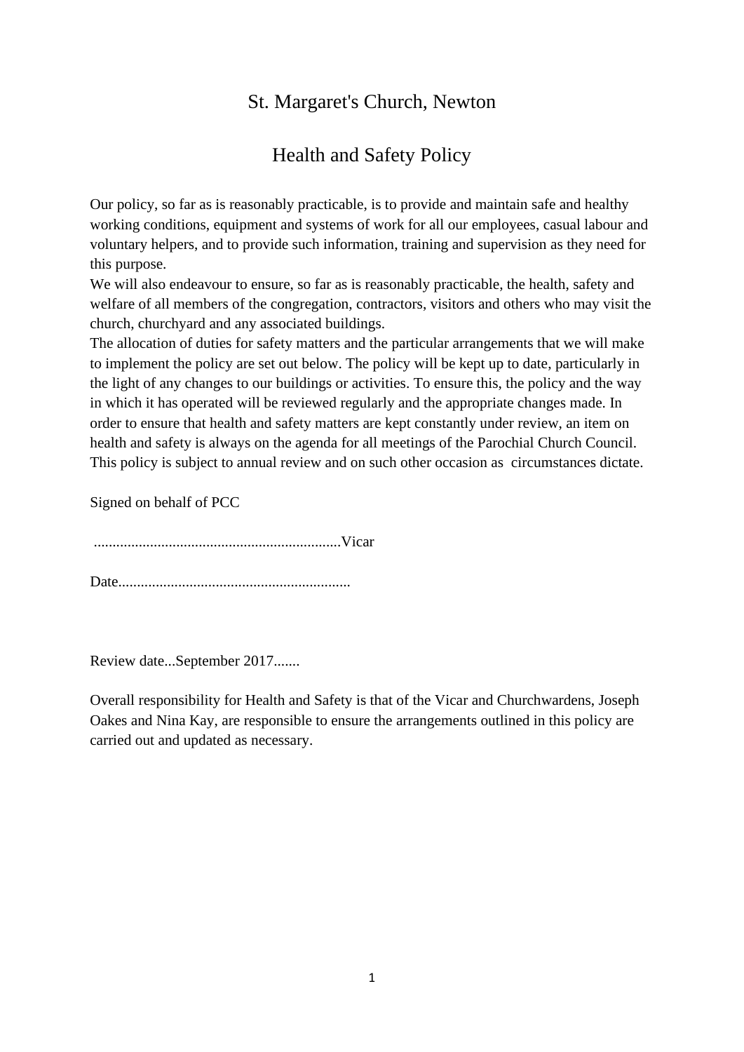# St. Margaret's Church, Newton

## Health and Safety Policy

Our policy, so far as is reasonably practicable, is to provide and maintain safe and healthy working conditions, equipment and systems of work for all our employees, casual labour and voluntary helpers, and to provide such information, training and supervision as they need for this purpose.
We will also endeavour to ensure, so far as is reasonably practicable, the health, safety and welfare of all members of the congregation, contractors, visitors and others who may visit the church, churchyard and any associated buildings.
The allocation of duties for safety matters and the particular arrangements that we will make to implement the policy are set out below. The policy will be kept up to date, particularly in the light of any changes to our buildings or activities. To ensure this, the policy and the way in which it has operated will be reviewed regularly and the appropriate changes made. In order to ensure that health and safety matters are kept constantly under review, an item on health and safety is always on the agenda for all meetings of the Parochial Church Council.
This policy is subject to annual review and on such other occasion as circumstances dictate.

Signed on behalf of PCC

.................................................................Vicar

Date.............................................................

Review date...September 2017.......

Overall responsibility for Health and Safety is that of the Vicar and Churchwardens, Joseph Oakes and Nina Kay, are responsible to ensure the arrangements outlined in this policy are carried out and updated as necessary.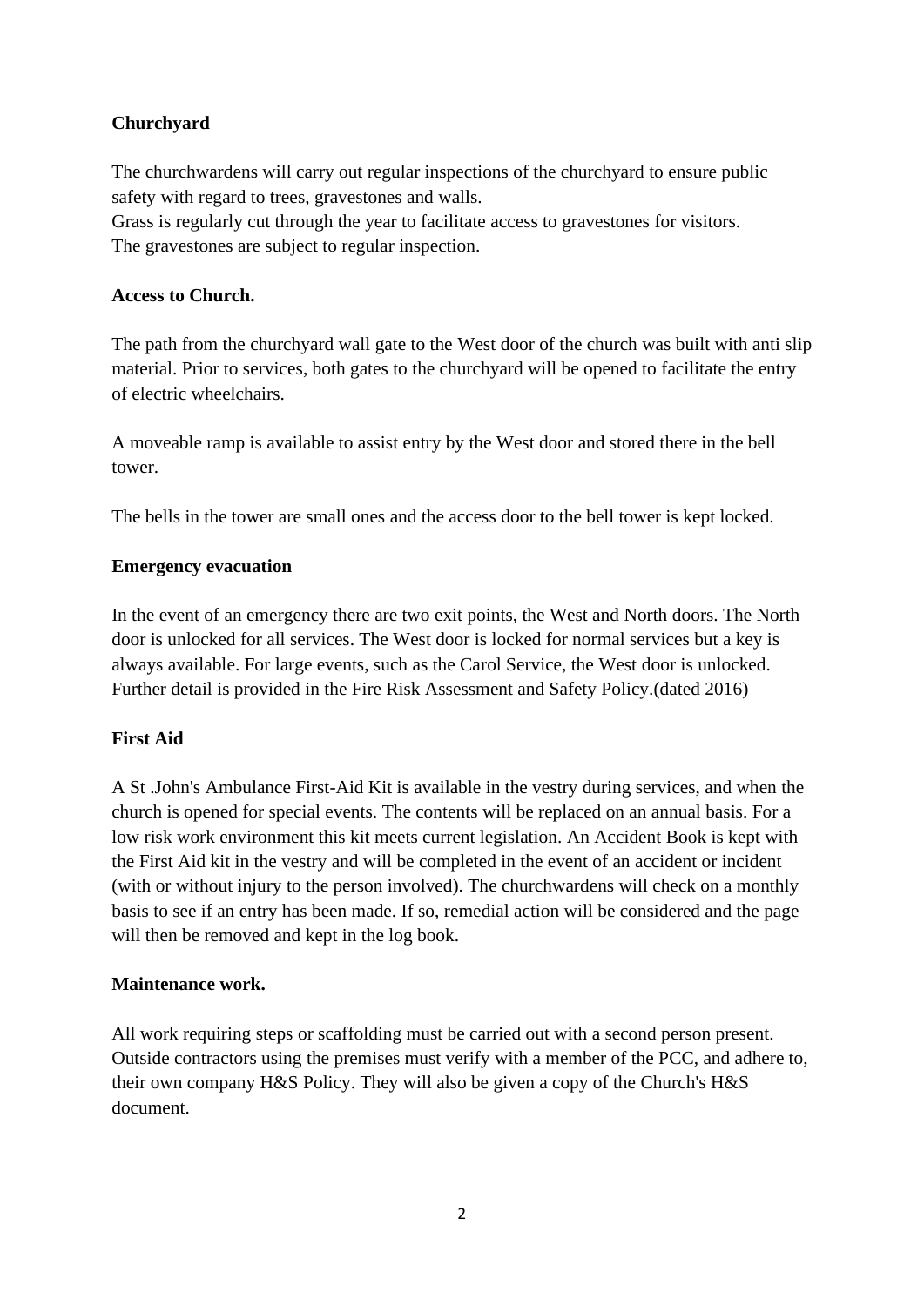**Churchyard**

The churchwardens will carry out regular inspections of the churchyard to ensure public safety with regard to trees, gravestones and walls.
Grass is regularly cut through the year to facilitate access to gravestones for visitors.
The gravestones are subject to regular inspection.

**Access to Church.**

The path from the churchyard wall gate to the West door of the church was built with anti slip material. Prior to services, both gates to the churchyard will be opened to facilitate the entry of electric wheelchairs.

A moveable ramp is available to assist entry by the West door and stored there in the bell tower.

The bells in the tower are small ones and the access door to the bell tower is kept locked.

**Emergency evacuation**

In the event of an emergency there are two exit points, the West and North doors. The North door is unlocked for all services. The West door is locked for normal services but a key is always available. For large events, such as the Carol Service, the West door is unlocked. Further detail is provided in the Fire Risk Assessment and Safety Policy.(dated 2016)

**First Aid**

A St .John's Ambulance First-Aid Kit is available in the vestry during services, and when the church is opened for special events. The contents will be replaced on an annual basis. For a low risk work environment this kit meets current legislation. An Accident Book is kept with the First Aid kit in the vestry and will be completed in the event of an accident or incident (with or without injury to the person involved). The churchwardens will check on a monthly basis to see if an entry has been made. If so, remedial action will be considered and the page will then be removed and kept in the log book.

**Maintenance work.**

All work requiring steps or scaffolding must be carried out with a second person present. Outside contractors using the premises must verify with a member of the PCC, and adhere to, their own company H&S Policy. They will also be given a copy of the Church's H&S document.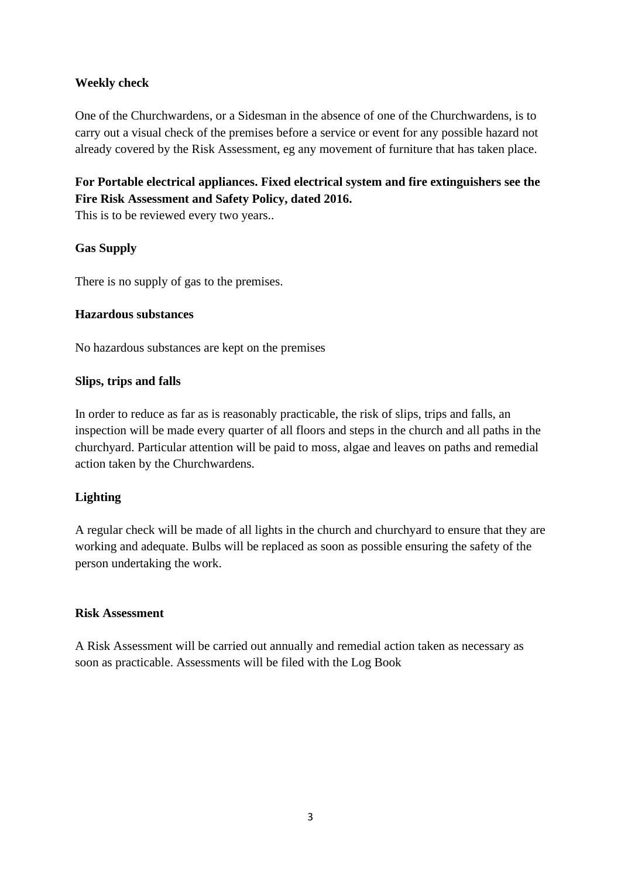**Weekly check**

One of the Churchwardens, or a Sidesman in the absence of one of the Churchwardens, is to carry out a visual check of the premises before a service or event for any possible hazard not already covered by the Risk Assessment, eg any movement of furniture that has taken place.

**For Portable electrical appliances. Fixed electrical system and fire extinguishers see the Fire Risk Assessment and Safety Policy, dated 2016.**

This is to be reviewed every two years..

**Gas Supply**

There is no supply of gas to the premises.

**Hazardous substances**

No hazardous substances are kept on the premises

**Slips, trips and falls**

In order to reduce as far as is reasonably practicable, the risk of slips, trips and falls, an inspection will be made every quarter of all floors and steps in the church and all paths in the churchyard. Particular attention will be paid to moss, algae and leaves on paths and remedial action taken by the Churchwardens.

**Lighting**

A regular check will be made of all lights in the church and churchyard to ensure that they are working and adequate. Bulbs will be replaced as soon as possible ensuring the safety of the person undertaking the work.

**Risk Assessment**

A Risk Assessment will be carried out annually and remedial action taken as necessary as soon as practicable. Assessments will be filed with the Log Book